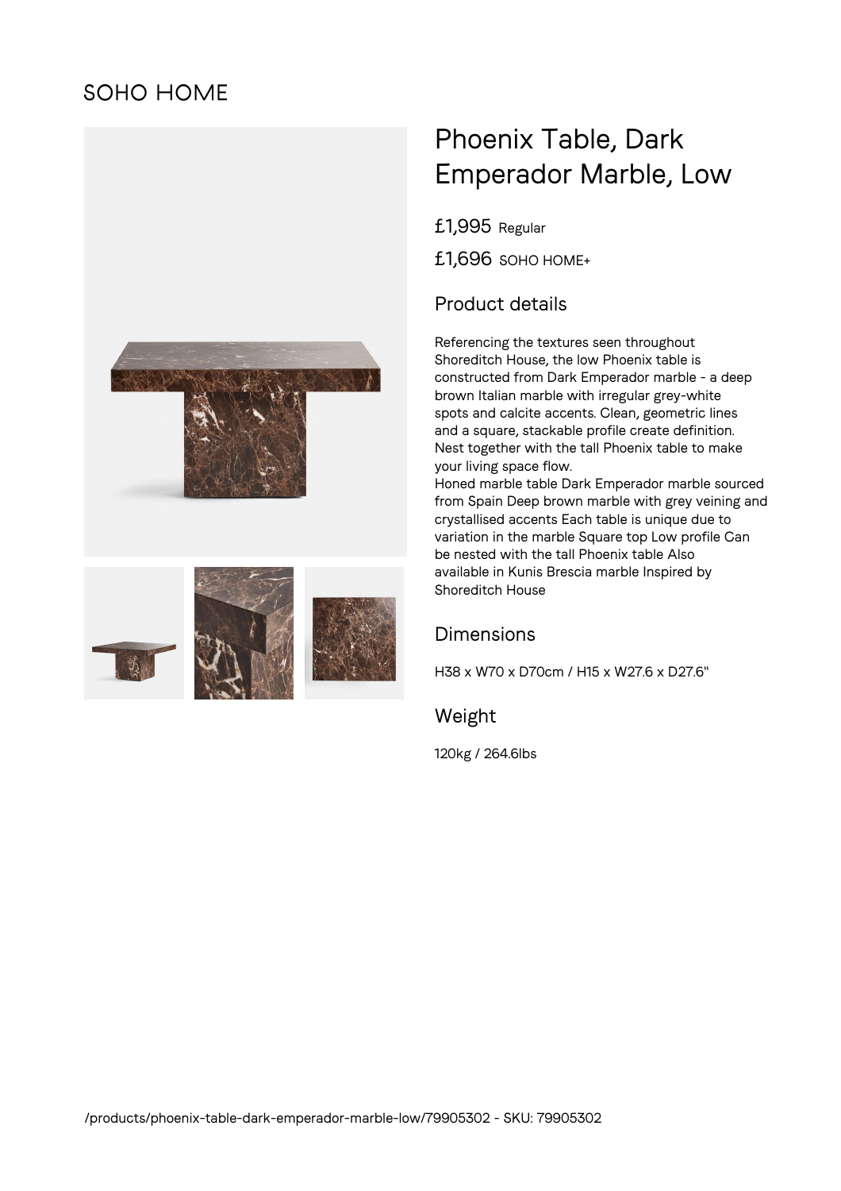SOHO HOME

# Phoenix Table, Dark Emperador Marble, Low

£1,995 Regular

£1,696 SOHO HOME+

## Product details

Referencing the textures seen throughout Shoreditch House, the low Phoenix table is constructed from Dark Emperador marble - a deep brown Italian marble with irregular grey-white spots and calcite accents. Clean, geometric lines and a square, stackable profile create definition. Nest together with the tall Phoenix table to make your living space flow.
Honed marble table Dark Emperador marble sourced from Spain Deep brown marble with grey veining and crystallised accents Each table is unique due to variation in the marble Square top Low profile Can be nested with the tall Phoenix table Also available in Kunis Brescia marble Inspired by Shoreditch House

## Dimensions

H38 x W70 x D70cm / H15 x W27.6 x D27.6"

## Weight

120kg / 264.6lbs

/products/phoenix-table-dark-emperador-marble-low/79905302 - SKU: 79905302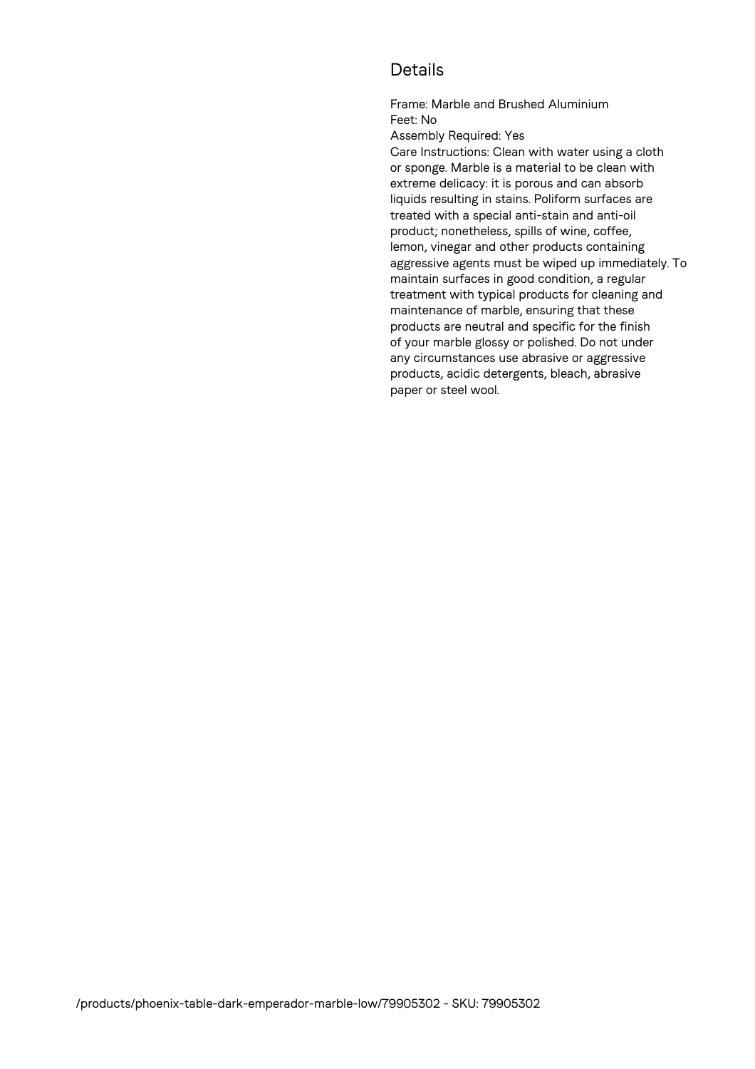## Details

Frame: Marble and Brushed Aluminium
Feet: No
Assembly Required: Yes
Care Instructions: Clean with water using a cloth or sponge. Marble is a material to be clean with extreme delicacy: it is porous and can absorb liquids resulting in stains. Poliform surfaces are treated with a special anti-stain and anti-oil product; nonetheless, spills of wine, coffee, lemon, vinegar and other products containing aggressive agents must be wiped up immediately. To maintain surfaces in good condition, a regular treatment with typical products for cleaning and maintenance of marble, ensuring that these products are neutral and specific for the finish of your marble glossy or polished. Do not under any circumstances use abrasive or aggressive products, acidic detergents, bleach, abrasive paper or steel wool.

/products/phoenix-table-dark-emperador-marble-low/79905302 - SKU: 79905302